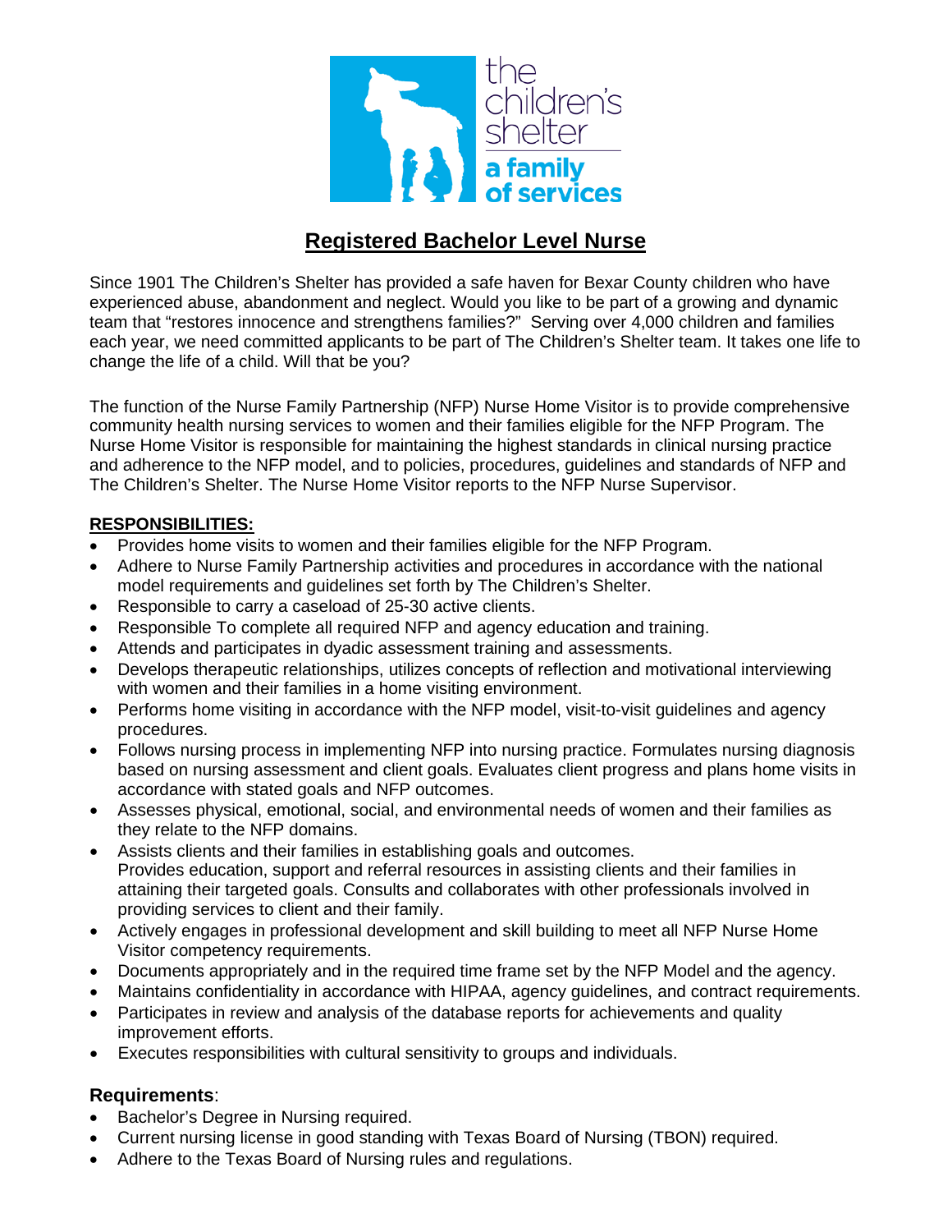# Registered Bachelor Level Nurse

Since 1901 The Children's Shelter has provided a safe haven for Bexar County children who have experienced abuse, abandonment and neglect. Would you like to be part of a growing and dynamic team that "restores innocence and strengthens families?" Serving over 4,000 children and families each year, we need committed applicants to be part of The Children's Shelter team. It takes one life to change the life of a child. Will that be you?

The function of the Nurse Family Partnership (NFP) Nurse Home Visitor is to provide comprehensive community health nursing services to women and their families eligible for the NFP Program. The Nurse Home Visitor is responsible for maintaining the highest standards in clinical nursing practice and adherence to the NFP model, and to policies, procedures, guidelines and standards of NFP and The Children's Shelter. The Nurse Home Visitor reports to the NFP Nurse Supervisor.

**RESPONSIBILITIES:**

- Provides home visits to women and their families eligible for the NFP Program.
- Adhere to Nurse Family Partnership activities and procedures in accordance with the national model requirements and guidelines set forth by The Children's Shelter.
- Responsible to carry a caseload of 25-30 active clients.
- Responsible To complete all required NFP and agency education and training.
- Attends and participates in dyadic assessment training and assessments.
- Develops therapeutic relationships, utilizes concepts of reflection and motivational interviewing with women and their families in a home visiting environment.
- Performs home visiting in accordance with the NFP model, visit-to-visit guidelines and agency procedures.
- Follows nursing process in implementing NFP into nursing practice. Formulates nursing diagnosis based on nursing assessment and client goals. Evaluates client progress and plans home visits in accordance with stated goals and NFP outcomes.
- Assesses physical, emotional, social, and environmental needs of women and their families as they relate to the NFP domains.
- Assists clients and their families in establishing goals and outcomes. Provides education, support and referral resources in assisting clients and their families in attaining their targeted goals. Consults and collaborates with other professionals involved in providing services to client and their family.
- Actively engages in professional development and skill building to meet all NFP Nurse Home Visitor competency requirements.
- Documents appropriately and in the required time frame set by the NFP Model and the agency.
- Maintains confidentiality in accordance with HIPAA, agency guidelines, and contract requirements.
- Participates in review and analysis of the database reports for achievements and quality improvement efforts.
- Executes responsibilities with cultural sensitivity to groups and individuals.

### Requirements:

- Bachelor's Degree in Nursing required.
- Current nursing license in good standing with Texas Board of Nursing (TBON) required.
- Adhere to the Texas Board of Nursing rules and regulations.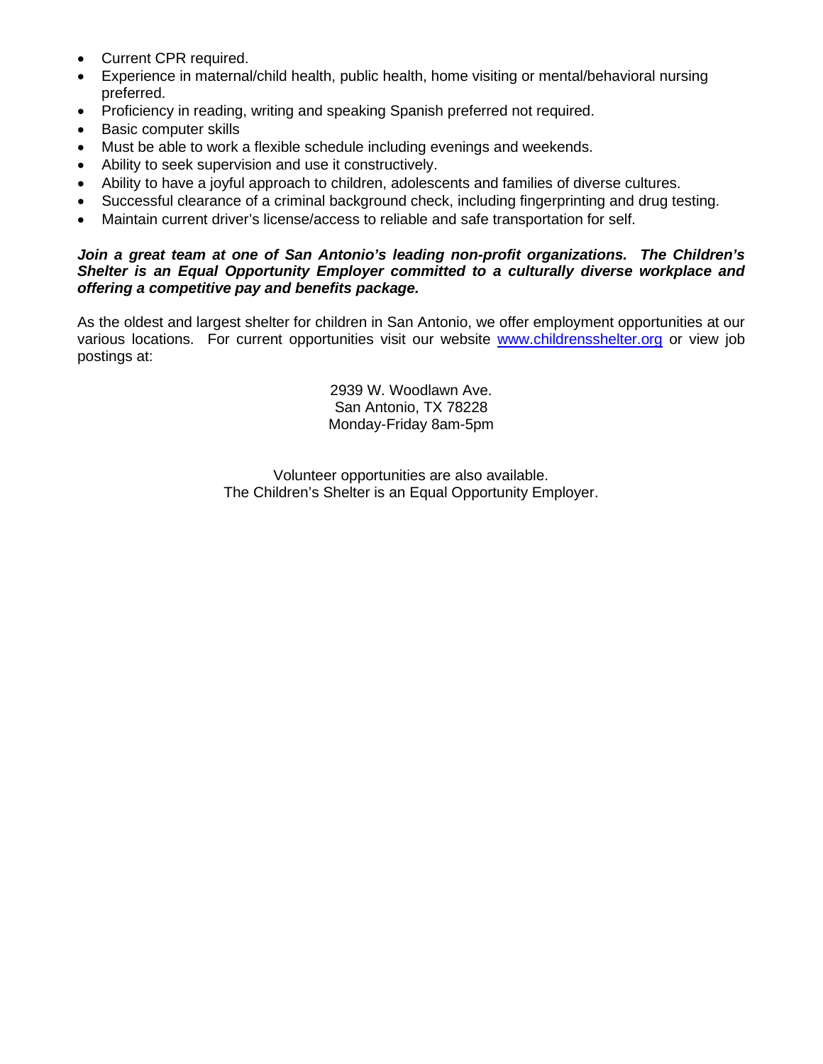- Current CPR required.
- Experience in maternal/child health, public health, home visiting or mental/behavioral nursing preferred.
- Proficiency in reading, writing and speaking Spanish preferred not required.
- Basic computer skills
- Must be able to work a flexible schedule including evenings and weekends.
- Ability to seek supervision and use it constructively.
- Ability to have a joyful approach to children, adolescents and families of diverse cultures.
- Successful clearance of a criminal background check, including fingerprinting and drug testing.
- Maintain current driver's license/access to reliable and safe transportation for self.

***Join a great team at one of San Antonio's leading non-profit organizations. The Children's Shelter is an Equal Opportunity Employer committed to a culturally diverse workplace and offering a competitive pay and benefits package.***

As the oldest and largest shelter for children in San Antonio, we offer employment opportunities at our various locations. For current opportunities visit our website [www.childrensshelter.org](http://www.childrensshelter.org) or view job postings at:

2939 W. Woodlawn Ave.
San Antonio, TX 78228
Monday-Friday 8am-5pm

Volunteer opportunities are also available.
The Children's Shelter is an Equal Opportunity Employer.